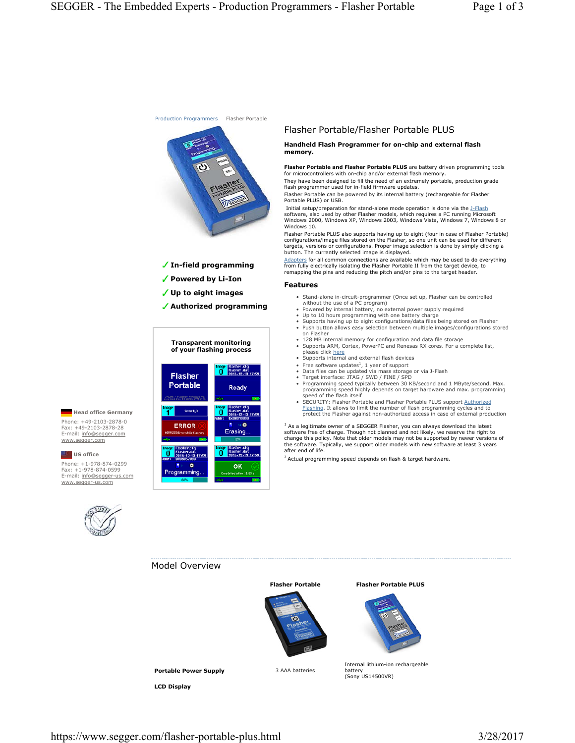Production Programmers   Flasher Portable

# Flasher Portable/Flasher Portable PLUS

**Handheld Flash Programmer for on-chip and external flash memory.**

**Flasher Portable and Flasher Portable PLUS** are battery driven programming tools for microcontrollers with on-chip and/or external flash memory.

They have been designed to fill the need of an extremely portable, production grade flash programmer used for in-field firmware updates.

Flasher Portable can be powered by its internal battery (rechargeable for Flasher Portable PLUS) or USB.

Initial setup/preparation for stand-alone mode operation is done via the J-Flash software, also used by other Flasher models, which requires a PC running Microsoft Windows 2000, Windows XP, Windows 2003, Windows Vista, Windows 7, Windows 8 or Windows 10.

Flasher Portable PLUS also supports having up to eight (four in case of Flasher Portable) configurations/image files stored on the Flasher, so one unit can be used for different targets, versions or configurations. Proper image selection is done by simply clicking a button. The currently selected image is displayed.

Adapters for all common connections are available which may be used to do everything from fully electrically isolating the Flasher Portable II from the target device, to remapping the pins and reducing the pitch and/or pins to the target header.

- ✓ **In-field programming**
- ✓ **Powered by Li-Ion**
- ✓ **Up to eight images**
- ✓ **Authorized programming**

**Transparent monitoring of your flashing process**

## Features

- Stand-alone in-circuit-programmer (Once set up, Flasher can be controlled without the use of a PC program)
- Powered by internal battery, no external power supply required
- Up to 10 hours programming with one battery charge
- Supports having up to eight configurations/data files being stored on Flasher
- Push button allows easy selection between multiple images/configurations stored on Flasher
- 128 MB internal memory for configuration and data file storage
- Supports ARM, Cortex, PowerPC and Renesas RX cores. For a complete list, please click here
- Supports internal and external flash devices
- Free software updates[1], 1 year of support
- Data files can be updated via mass storage or via J-Flash
- Target interface: JTAG / SWD / FINE / SPD
- Programming speed typically between 30 KB/second and 1 MByte/second. Max. programming speed highly depends on target hardware and max. programming speed of the flash itself
- SECURITY: Flasher Portable and Flasher Portable PLUS support Authorized Flashing. It allows to limit the number of flash programming cycles and to protect the Flasher against non-authorized access in case of external production

[1] As a legitimate owner of a SEGGER Flasher, you can always download the latest software free of charge. Though not planned and not likely, we reserve the right to change this policy. Note that older models may not be supported by newer versions of the software. Typically, we support older models with new software at least 3 years after end of life.

[2] Actual programming speed depends on flash & target hardware.

**Head office Germany**
Phone: +49-2103-2878-0
Fax: +49-2103-2878-28
E-mail: info@segger.com
www.segger.com

**US office**
Phone: +1-978-874-0299
Fax: +1-978-874-0599
E-mail: info@segger-us.com
www.segger-us.com

## Model Overview

| | **Flasher Portable** | **Flasher Portable PLUS** |
|---|---|---|
| **Portable Power Supply** | 3 AAA batteries | Internal lithium-ion rechargeable battery (Sony US14500VR) |
| **LCD Display** | | |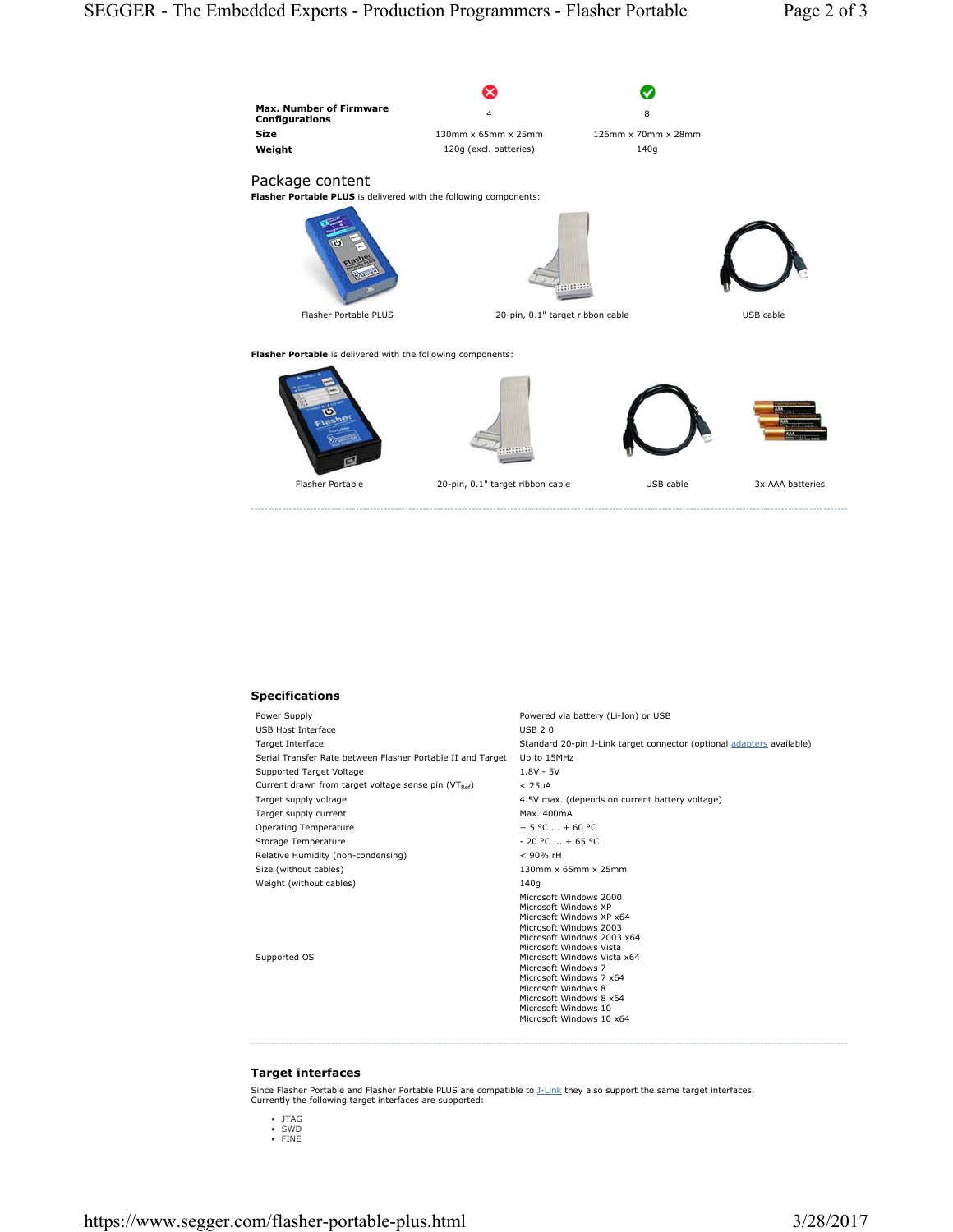| | ✗ | ✓ |
|---|---|---|
| **Max. Number of Firmware Configurations** | 4 | 8 |
| **Size** | 130mm x 65mm x 25mm | 126mm x 70mm x 28mm |
| **Weight** | 120g (excl. batteries) | 140g |

## Package content

**Flasher Portable PLUS** is delivered with the following components:

Flasher Portable PLUS

20-pin, 0.1" target ribbon cable

USB cable

**Flasher Portable** is delivered with the following components:

Flasher Portable

20-pin, 0.1" target ribbon cable

USB cable

3x AAA batteries

---

### Specifications

| | |
|---|---|
| Power Supply | Powered via battery (Li-Ion) or USB |
| USB Host Interface | USB 2 0 |
| Target Interface | Standard 20-pin J-Link target connector (optional adapters available) |
| Serial Transfer Rate between Flasher Portable II and Target | Up to 15MHz |
| Supported Target Voltage | 1.8V - 5V |
| Current drawn from target voltage sense pin ($VT_{Ref}$) | < 25µA |
| Target supply voltage | 4.5V max. (depends on current battery voltage) |
| Target supply current | Max. 400mA |
| Operating Temperature | + 5 °C ... + 60 °C |
| Storage Temperature | - 20 °C ... + 65 °C |
| Relative Humidity (non-condensing) | < 90% rH |
| Size (without cables) | 130mm x 65mm x 25mm |
| Weight (without cables) | 140g |
| Supported OS | Microsoft Windows 2000<br>Microsoft Windows XP<br>Microsoft Windows XP x64<br>Microsoft Windows 2003<br>Microsoft Windows 2003 x64<br>Microsoft Windows Vista<br>Microsoft Windows Vista x64<br>Microsoft Windows 7<br>Microsoft Windows 7 x64<br>Microsoft Windows 8<br>Microsoft Windows 8 x64<br>Microsoft Windows 10<br>Microsoft Windows 10 x64 |

---

### Target interfaces

Since Flasher Portable and Flasher Portable PLUS are compatible to J-Link they also support the same target interfaces. Currently the following target interfaces are supported:

- JTAG
- SWD
- FINE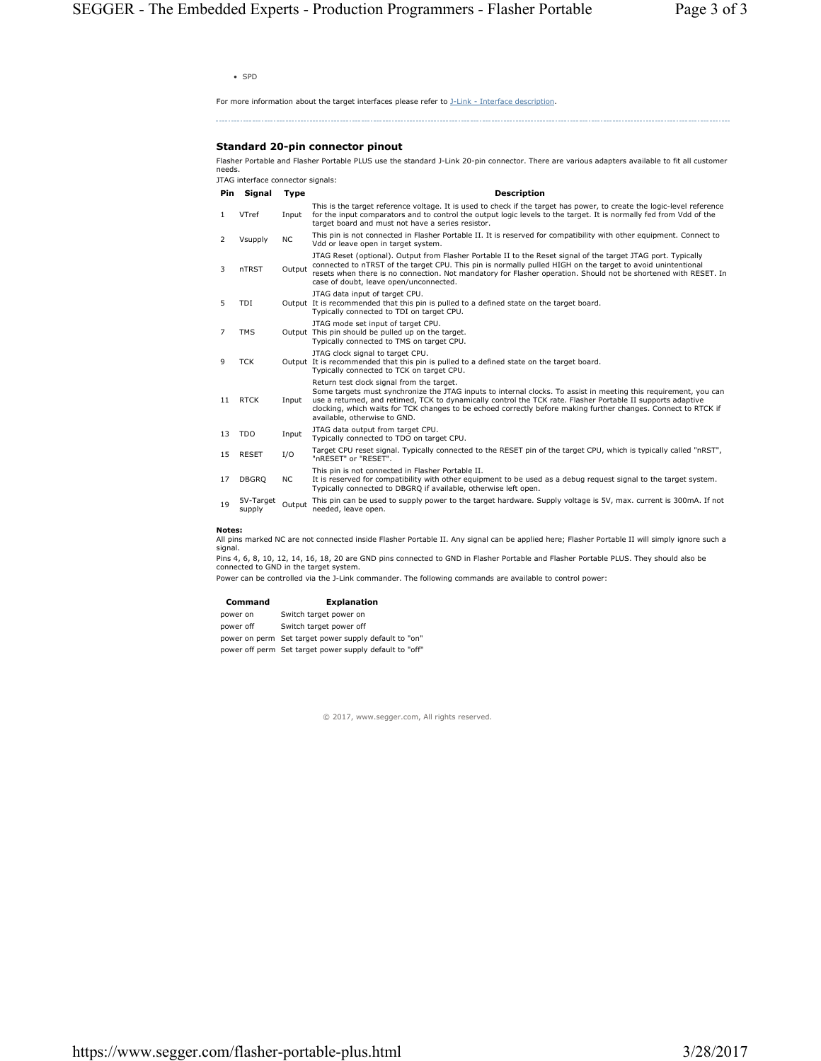- SPD

For more information about the target interfaces please refer to J-Link - Interface description.

### Standard 20-pin connector pinout

Flasher Portable and Flasher Portable PLUS use the standard J-Link 20-pin connector. There are various adapters available to fit all customer needs.
JTAG interface connector signals:

| Pin | Signal | Type | Description |
|---|---|---|---|
| 1 | VTref | Input | This is the target reference voltage. It is used to check if the target has power, to create the logic-level reference for the input comparators and to control the output logic levels to the target. It is normally fed from Vdd of the target board and must not have a series resistor. |
| 2 | Vsupply | NC | This pin is not connected in Flasher Portable II. It is reserved for compatibility with other equipment. Connect to Vdd or leave open in target system. |
| 3 | nTRST | Output | JTAG Reset (optional). Output from Flasher Portable II to the Reset signal of the target JTAG port. Typically connected to nTRST of the target CPU. This pin is normally pulled HIGH on the target to avoid unintentional resets when there is no connection. Not mandatory for Flasher operation. Should not be shortened with RESET. In case of doubt, leave open/unconnected. |
| 5 | TDI | Output | JTAG data input of target CPU. It is recommended that this pin is pulled to a defined state on the target board. Typically connected to TDI on target CPU. |
| 7 | TMS | Output | JTAG mode set input of target CPU. This pin should be pulled up on the target. Typically connected to TMS on target CPU. |
| 9 | TCK | Output | JTAG clock signal to target CPU. It is recommended that this pin is pulled to a defined state on the target board. Typically connected to TCK on target CPU. |
| 11 | RTCK | Input | Return test clock signal from the target. Some targets must synchronize the JTAG inputs to internal clocks. To assist in meeting this requirement, you can use a returned, and retimed, TCK to dynamically control the TCK rate. Flasher Portable II supports adaptive clocking, which waits for TCK changes to be echoed correctly before making further changes. Connect to RTCK if available, otherwise to GND. |
| 13 | TDO | Input | JTAG data output from target CPU. Typically connected to TDO on target CPU. |
| 15 | RESET | I/O | Target CPU reset signal. Typically connected to the RESET pin of the target CPU, which is typically called "nRST", "nRESET" or "RESET". |
| 17 | DBGRQ | NC | This pin is not connected in Flasher Portable II. It is reserved for compatibility with other equipment to be used as a debug request signal to the target system. Typically connected to DBGRQ if available, otherwise left open. |
| 19 | 5V-Target supply | Output | This pin can be used to supply power to the target hardware. Supply voltage is 5V, max. current is 300mA. If not needed, leave open. |

**Notes:**
All pins marked NC are not connected inside Flasher Portable II. Any signal can be applied here; Flasher Portable II will simply ignore such a signal.
Pins 4, 6, 8, 10, 12, 14, 16, 18, 20 are GND pins connected to GND in Flasher Portable and Flasher Portable PLUS. They should also be connected to GND in the target system.
Power can be controlled via the J-Link commander. The following commands are available to control power:

| Command | Explanation |
|---|---|
| power on | Switch target power on |
| power off | Switch target power off |
| power on perm | Set target power supply default to "on" |
| power off perm | Set target power supply default to "off" |

© 2017, www.segger.com, All rights reserved.